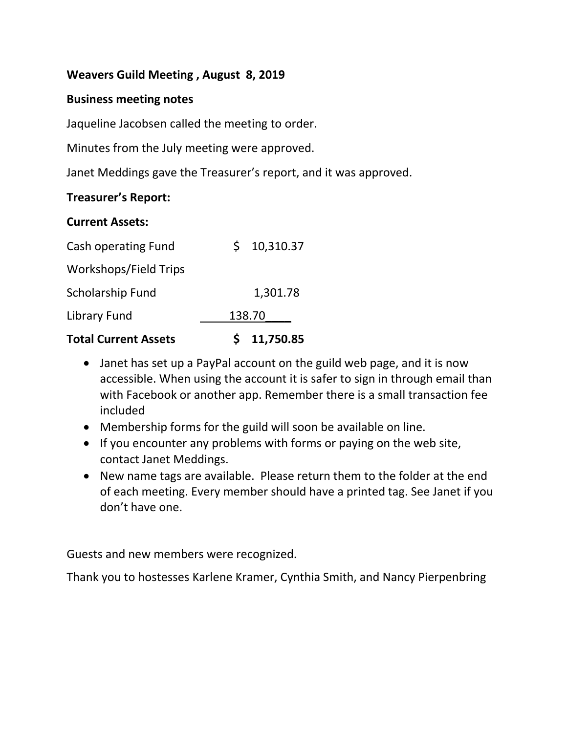**Weavers Guild Meeting , August 8, 2019**

**Business meeting notes**

Jaqueline Jacobsen called the meeting to order.

Minutes from the July meeting were approved.

Janet Meddings gave the Treasurer's report, and it was approved.

**Treasurer's Report:**

**Current Assets:**

| | |
|---|---|
| Cash operating Fund | $ 10,310.37 |
| Workshops/Field Trips | |
| Scholarship Fund | 1,301.78 |
| Library Fund | 138.70 |
| **Total Current Assets** | **$ 11,750.85** |

- Janet has set up a PayPal account on the guild web page, and it is now accessible. When using the account it is safer to sign in through email than with Facebook or another app. Remember there is a small transaction fee included
- Membership forms for the guild will soon be available on line.
- If you encounter any problems with forms or paying on the web site, contact Janet Meddings.
- New name tags are available. Please return them to the folder at the end of each meeting. Every member should have a printed tag. See Janet if you don't have one.

Guests and new members were recognized.

Thank you to hostesses Karlene Kramer, Cynthia Smith, and Nancy Pierpenbring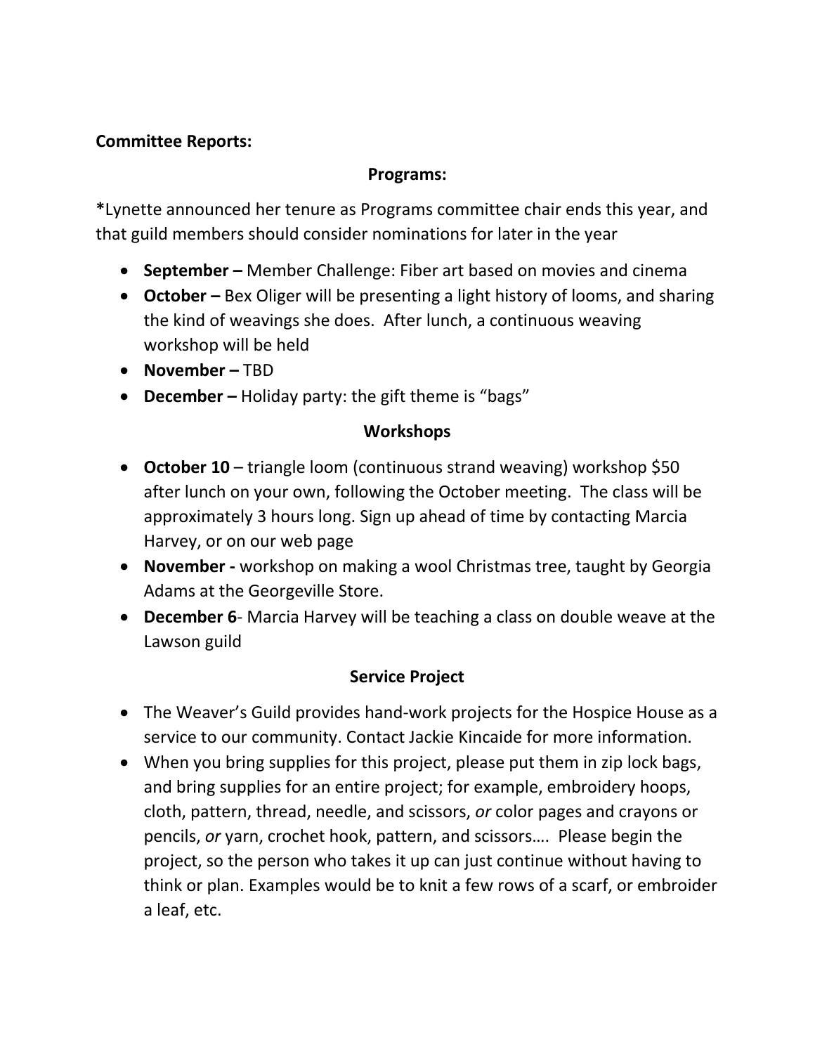**Committee Reports:**

### Programs:

**\***Lynette announced her tenure as Programs committee chair ends this year, and that guild members should consider nominations for later in the year

- **September –** Member Challenge: Fiber art based on movies and cinema
- **October –** Bex Oliger will be presenting a light history of looms, and sharing the kind of weavings she does. After lunch, a continuous weaving workshop will be held
- **November –** TBD
- **December –** Holiday party: the gift theme is "bags"

### Workshops

- **October 10** – triangle loom (continuous strand weaving) workshop $50 after lunch on your own, following the October meeting. The class will be approximately 3 hours long. Sign up ahead of time by contacting Marcia Harvey, or on our web page
- **November -** workshop on making a wool Christmas tree, taught by Georgia Adams at the Georgeville Store.
- **December 6**- Marcia Harvey will be teaching a class on double weave at the Lawson guild

### Service Project

- The Weaver's Guild provides hand-work projects for the Hospice House as a service to our community. Contact Jackie Kincaide for more information.
- When you bring supplies for this project, please put them in zip lock bags, and bring supplies for an entire project; for example, embroidery hoops, cloth, pattern, thread, needle, and scissors, *or* color pages and crayons or pencils, *or* yarn, crochet hook, pattern, and scissors…. Please begin the project, so the person who takes it up can just continue without having to think or plan. Examples would be to knit a few rows of a scarf, or embroider a leaf, etc.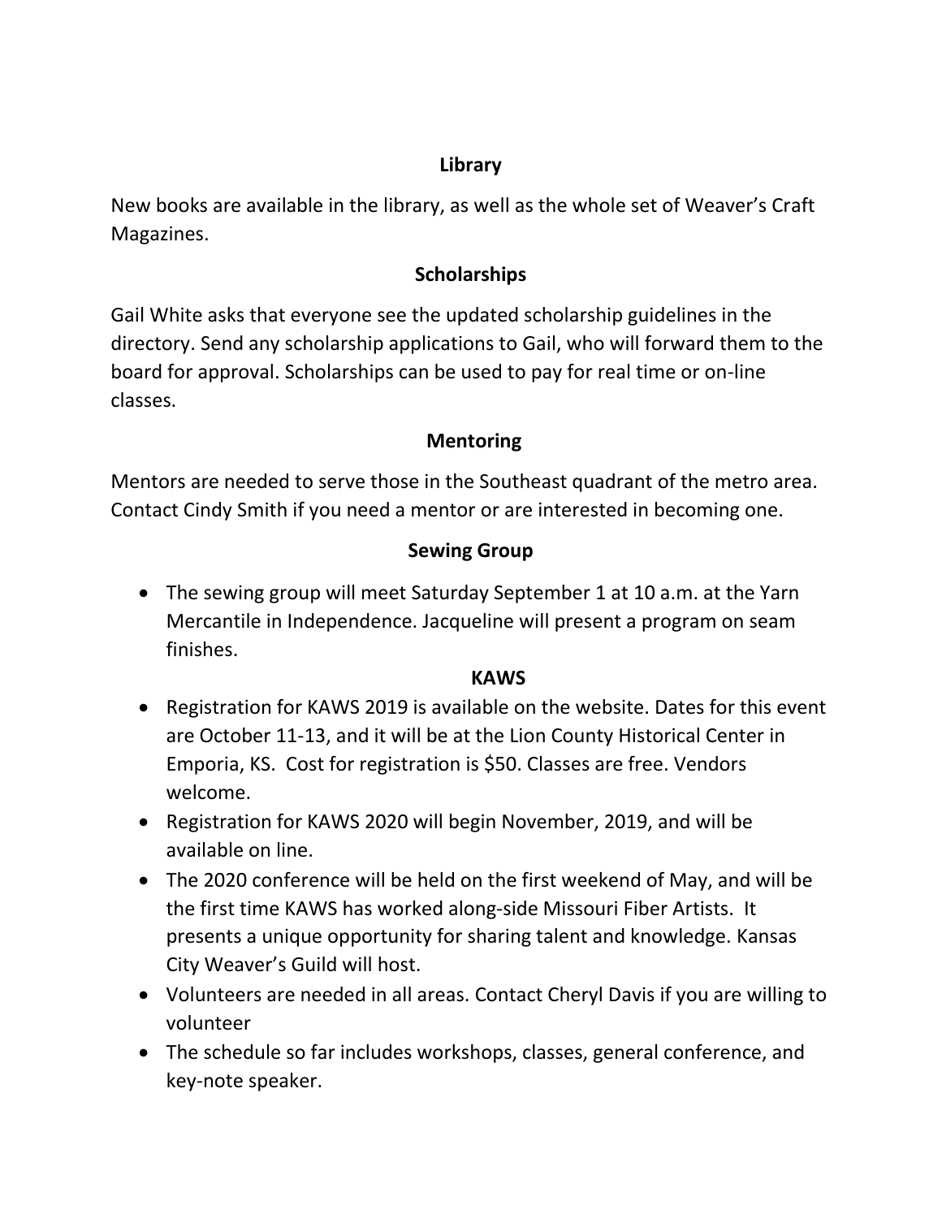## Library

New books are available in the library, as well as the whole set of Weaver's Craft Magazines.

## Scholarships

Gail White asks that everyone see the updated scholarship guidelines in the directory. Send any scholarship applications to Gail, who will forward them to the board for approval. Scholarships can be used to pay for real time or on-line classes.

## Mentoring

Mentors are needed to serve those in the Southeast quadrant of the metro area. Contact Cindy Smith if you need a mentor or are interested in becoming one.

## Sewing Group

- The sewing group will meet Saturday September 1 at 10 a.m. at the Yarn Mercantile in Independence. Jacqueline will present a program on seam finishes.

## KAWS

- Registration for KAWS 2019 is available on the website. Dates for this event are October 11-13, and it will be at the Lion County Historical Center in Emporia, KS. Cost for registration is $50. Classes are free. Vendors welcome.
- Registration for KAWS 2020 will begin November, 2019, and will be available on line.
- The 2020 conference will be held on the first weekend of May, and will be the first time KAWS has worked along-side Missouri Fiber Artists. It presents a unique opportunity for sharing talent and knowledge. Kansas City Weaver's Guild will host.
- Volunteers are needed in all areas. Contact Cheryl Davis if you are willing to volunteer
- The schedule so far includes workshops, classes, general conference, and key-note speaker.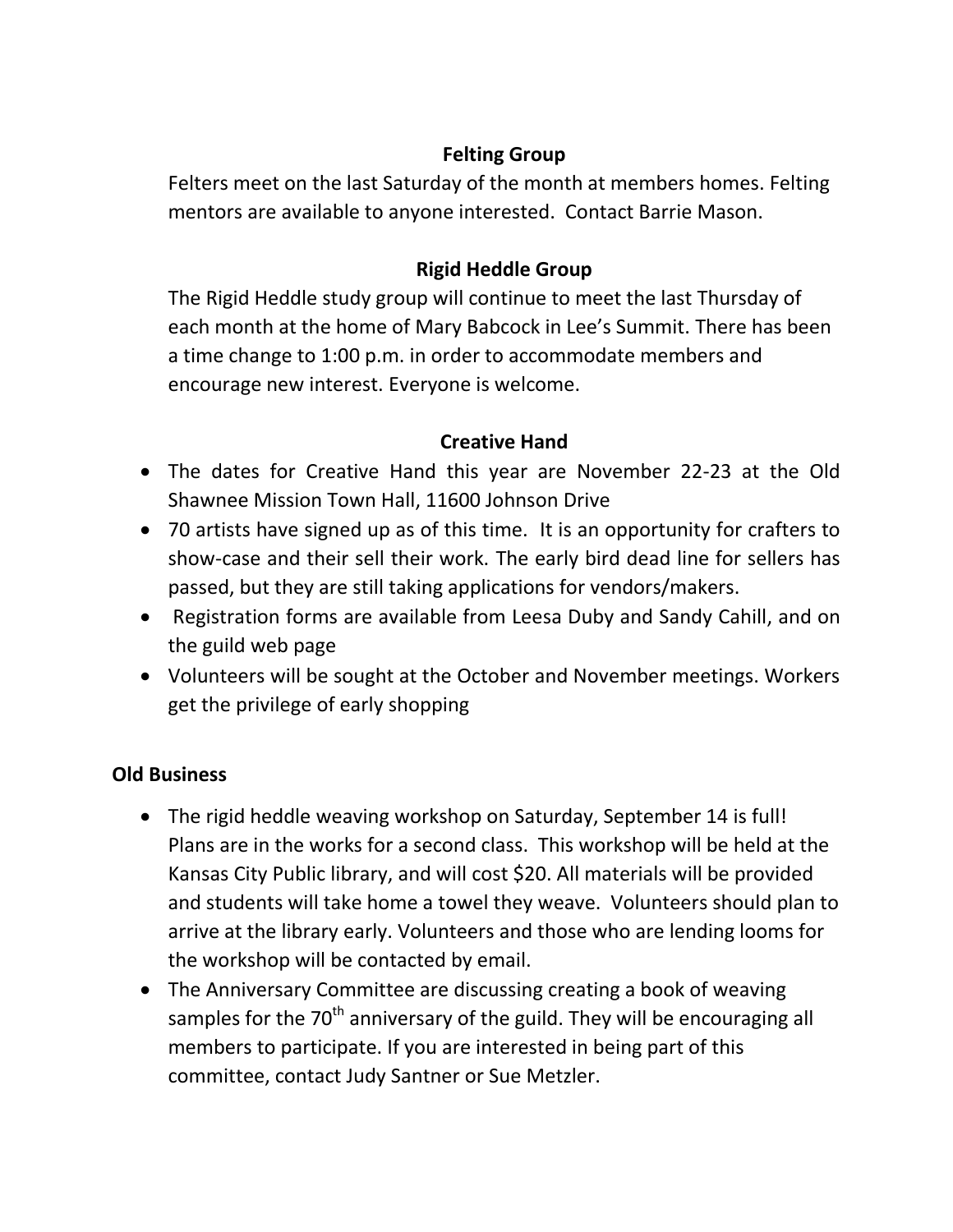### Felting Group

Felters meet on the last Saturday of the month at members homes. Felting mentors are available to anyone interested. Contact Barrie Mason.

### Rigid Heddle Group

The Rigid Heddle study group will continue to meet the last Thursday of each month at the home of Mary Babcock in Lee's Summit. There has been a time change to 1:00 p.m. in order to accommodate members and encourage new interest. Everyone is welcome.

### Creative Hand

- The dates for Creative Hand this year are November 22-23 at the Old Shawnee Mission Town Hall, 11600 Johnson Drive
- 70 artists have signed up as of this time. It is an opportunity for crafters to show-case and their sell their work. The early bird dead line for sellers has passed, but they are still taking applications for vendors/makers.
- Registration forms are available from Leesa Duby and Sandy Cahill, and on the guild web page
- Volunteers will be sought at the October and November meetings. Workers get the privilege of early shopping

## Old Business

- The rigid heddle weaving workshop on Saturday, September 14 is full! Plans are in the works for a second class. This workshop will be held at the Kansas City Public library, and will cost $20. All materials will be provided and students will take home a towel they weave. Volunteers should plan to arrive at the library early. Volunteers and those who are lending looms for the workshop will be contacted by email.
- The Anniversary Committee are discussing creating a book of weaving samples for the 70th anniversary of the guild. They will be encouraging all members to participate. If you are interested in being part of this committee, contact Judy Santner or Sue Metzler.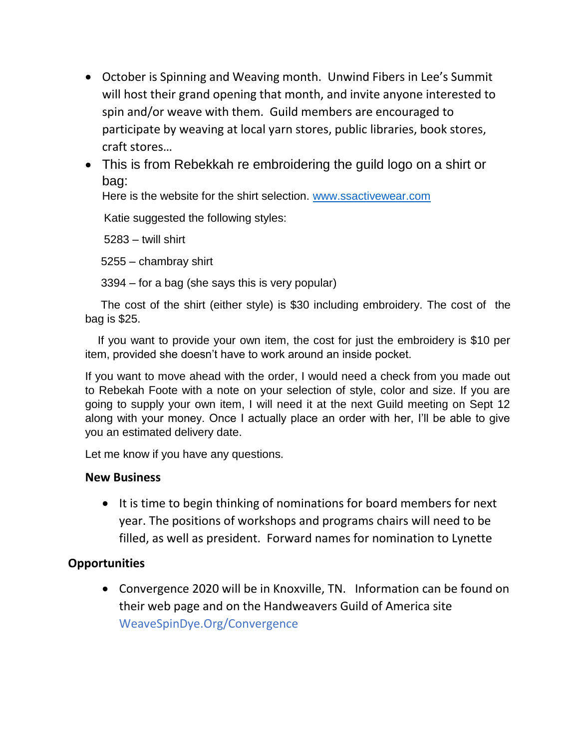- October is Spinning and Weaving month. Unwind Fibers in Lee's Summit will host their grand opening that month, and invite anyone interested to spin and/or weave with them. Guild members are encouraged to participate by weaving at local yarn stores, public libraries, book stores, craft stores…
- This is from Rebekkah re embroidering the guild logo on a shirt or bag:

  Here is the website for the shirt selection. [www.ssactivewear.com](http://www.ssactivewear.com)

  Katie suggested the following styles:

  5283 – twill shirt

  5255 – chambray shirt

  3394 – for a bag (she says this is very popular)

The cost of the shirt (either style) is $30 including embroidery. The cost of the bag is $25.

If you want to provide your own item, the cost for just the embroidery is $10 per item, provided she doesn't have to work around an inside pocket.

If you want to move ahead with the order, I would need a check from you made out to Rebekah Foote with a note on your selection of style, color and size. If you are going to supply your own item, I will need it at the next Guild meeting on Sept 12 along with your money. Once I actually place an order with her, I'll be able to give you an estimated delivery date.

Let me know if you have any questions.

**New Business**

- It is time to begin thinking of nominations for board members for next year. The positions of workshops and programs chairs will need to be filled, as well as president. Forward names for nomination to Lynette

**Opportunities**

- Convergence 2020 will be in Knoxville, TN. Information can be found on their web page and on the Handweavers Guild of America site WeaveSpinDye.Org/Convergence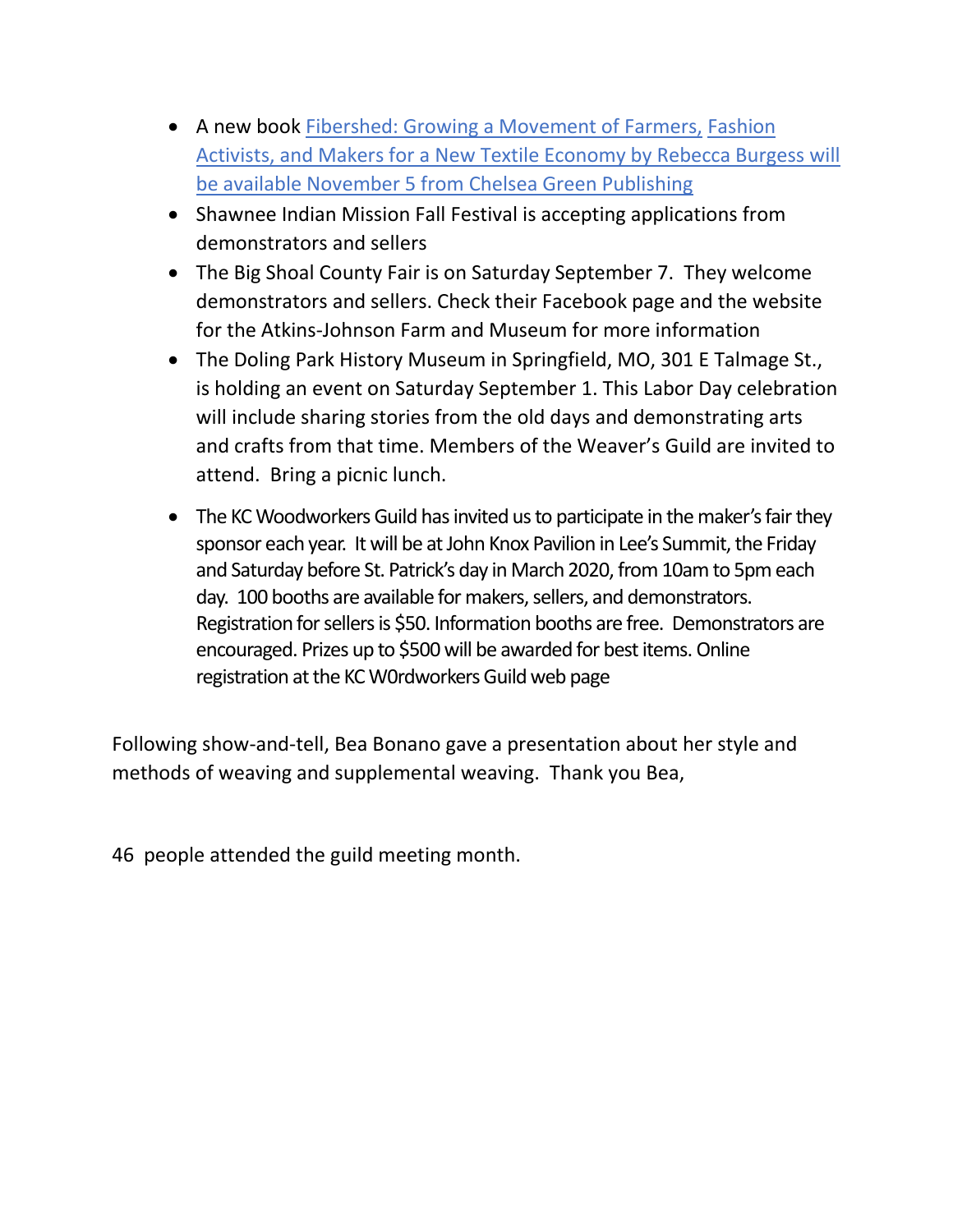- A new book Fibershed: Growing a Movement of Farmers, Fashion Activists, and Makers for a New Textile Economy by Rebecca Burgess will be available November 5 from Chelsea Green Publishing
- Shawnee Indian Mission Fall Festival is accepting applications from demonstrators and sellers
- The Big Shoal County Fair is on Saturday September 7. They welcome demonstrators and sellers. Check their Facebook page and the website for the Atkins-Johnson Farm and Museum for more information
- The Doling Park History Museum in Springfield, MO, 301 E Talmage St., is holding an event on Saturday September 1. This Labor Day celebration will include sharing stories from the old days and demonstrating arts and crafts from that time. Members of the Weaver's Guild are invited to attend. Bring a picnic lunch.
- The KC Woodworkers Guild has invited us to participate in the maker's fair they sponsor each year. It will be at John Knox Pavilion in Lee's Summit, the Friday and Saturday before St. Patrick's day in March 2020, from 10am to 5pm each day. 100 booths are available for makers, sellers, and demonstrators. Registration for sellers is $50. Information booths are free. Demonstrators are encouraged. Prizes up to $500 will be awarded for best items. Online registration at the KC W0rdworkers Guild web page

Following show-and-tell, Bea Bonano gave a presentation about her style and methods of weaving and supplemental weaving. Thank you Bea,

46 people attended the guild meeting month.